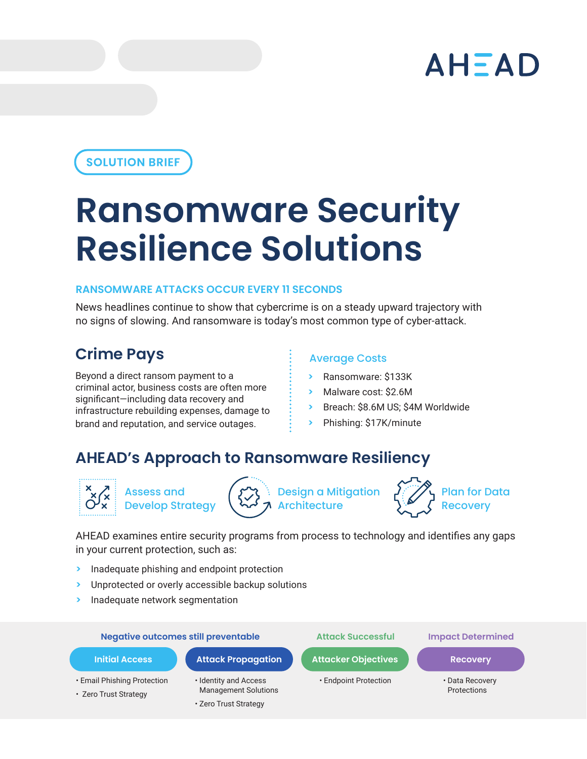AHEAD

SOLUTION BRIEF

# Ransomware Security Resilience Solutions

**RANSOMWARE ATTACKS OCCUR EVERY 11 SECONDS**

News headlines continue to show that cybercrime is on a steady upward trajectory with no signs of slowing. And ransomware is today's most common type of cyber-attack.

## Crime Pays

Beyond a direct ransom payment to a criminal actor, business costs are often more significant—including data recovery and infrastructure rebuilding expenses, damage to brand and reputation, and service outages.

### Average Costs

- Ransomware: $133K
- Malware cost: $2.6M
- Breach: $8.6M US; $4M Worldwide
- Phishing: $17K/minute

## AHEAD's Approach to Ransomware Resiliency

- Assess and Develop Strategy
- Design a Mitigation Architecture
- Plan for Data Recovery

AHEAD examines entire security programs from process to technology and identifies any gaps in your current protection, such as:

- Inadequate phishing and endpoint protection
- Unprotected or overly accessible backup solutions
- Inadequate network segmentation

| Negative outcomes still preventable | | Attack Successful | Impact Determined |
|---|---|---|---|
| **Initial Access** | **Attack Propagation** | **Attacker Objectives** | **Recovery** |
| • Email Phishing Protection<br>• Zero Trust Strategy | • Identity and Access Management Solutions<br>• Zero Trust Strategy | • Endpoint Protection | • Data Recovery Protections |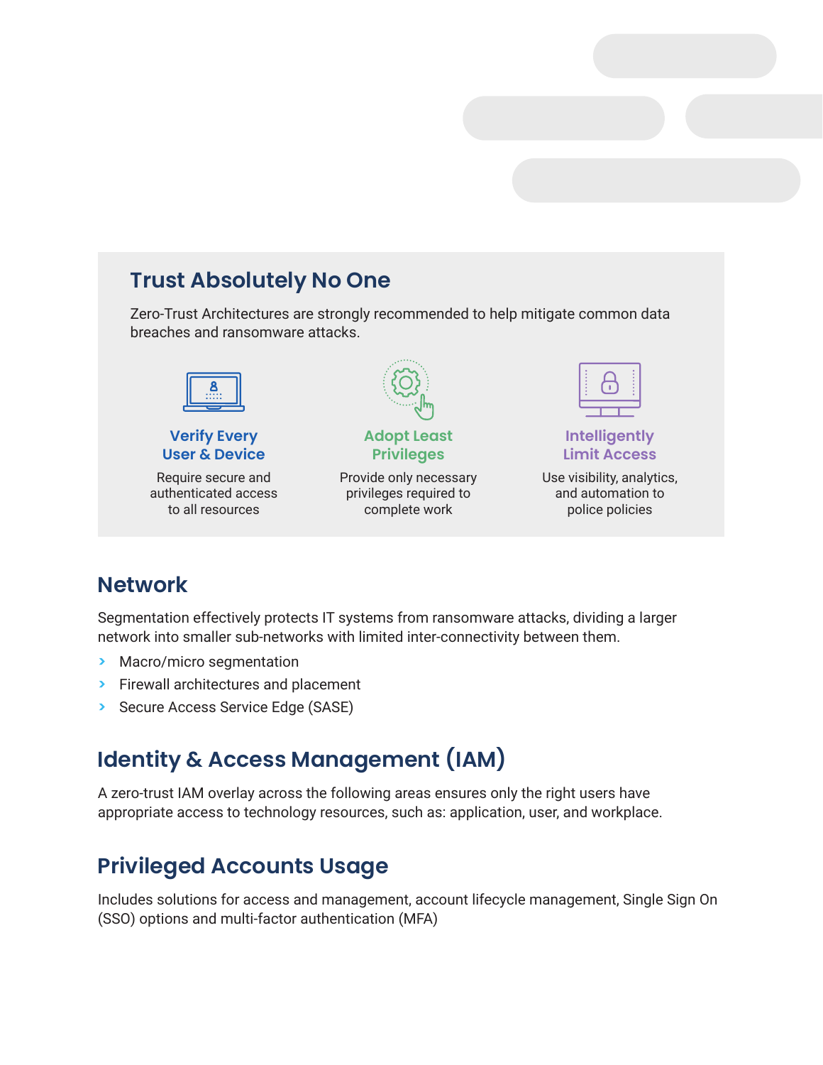## Trust Absolutely No One

Zero-Trust Architectures are strongly recommended to help mitigate common data breaches and ransomware attacks.

### Verify Every User & Device

Require secure and authenticated access to all resources

### Adopt Least Privileges

Provide only necessary privileges required to complete work

### Intelligently Limit Access

Use visibility, analytics, and automation to police policies

## Network

Segmentation effectively protects IT systems from ransomware attacks, dividing a larger network into smaller sub-networks with limited inter-connectivity between them.

- Macro/micro segmentation
- Firewall architectures and placement
- Secure Access Service Edge (SASE)

## Identity & Access Management (IAM)

A zero-trust IAM overlay across the following areas ensures only the right users have appropriate access to technology resources, such as: application, user, and workplace.

## Privileged Accounts Usage

Includes solutions for access and management, account lifecycle management, Single Sign On (SSO) options and multi-factor authentication (MFA)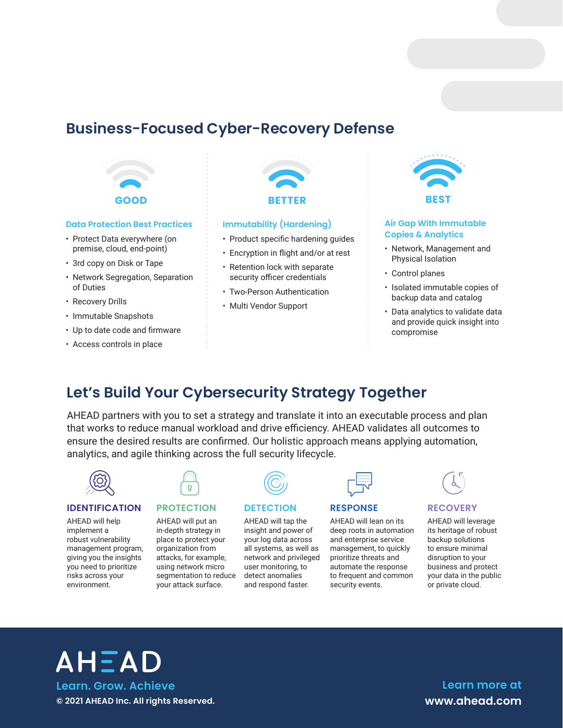## Business-Focused Cyber-Recovery Defense

### GOOD

#### Data Protection Best Practices

- Protect Data everywhere (on premise, cloud, end-point)
- 3rd copy on Disk or Tape
- Network Segregation, Separation of Duties
- Recovery Drills
- Immutable Snapshots
- Up to date code and firmware
- Access controls in place

### BETTER

#### Immutability (Hardening)

- Product specific hardening guides
- Encryption in flight and/or at rest
- Retention lock with separate security officer credentials
- Two-Person Authentication
- Multi Vendor Support

### BEST

#### Air Gap With Immutable Copies & Analytics

- Network, Management and Physical Isolation
- Control planes
- Isolated immutable copies of backup data and catalog
- Data analytics to validate data and provide quick insight into compromise

## Let's Build Your Cybersecurity Strategy Together

AHEAD partners with you to set a strategy and translate it into an executable process and plan that works to reduce manual workload and drive efficiency. AHEAD validates all outcomes to ensure the desired results are confirmed. Our holistic approach means applying automation, analytics, and agile thinking across the full security lifecycle.

### IDENTIFICATION

AHEAD will help implement a robust vulnerability management program, giving you the insights you need to prioritize risks across your environment.

### PROTECTION

AHEAD will put an in-depth strategy in place to protect your organization from attacks, for example, using network micro segmentation to reduce your attack surface.

### DETECTION

AHEAD will tap the insight and power of your log data across all systems, as well as network and privileged user monitoring, to detect anomalies and respond faster.

### RESPONSE

AHEAD will lean on its deep roots in automation and enterprise service management, to quickly prioritize threats and automate the response to frequent and common security events.

### RECOVERY

AHEAD will leverage its heritage of robust backup solutions to ensure minimal disruption to your business and protect your data in the public or private cloud.

AHEAD

Learn. Grow. Achieve

© 2021 AHEAD Inc. All rights Reserved.

Learn more at
www.ahead.com